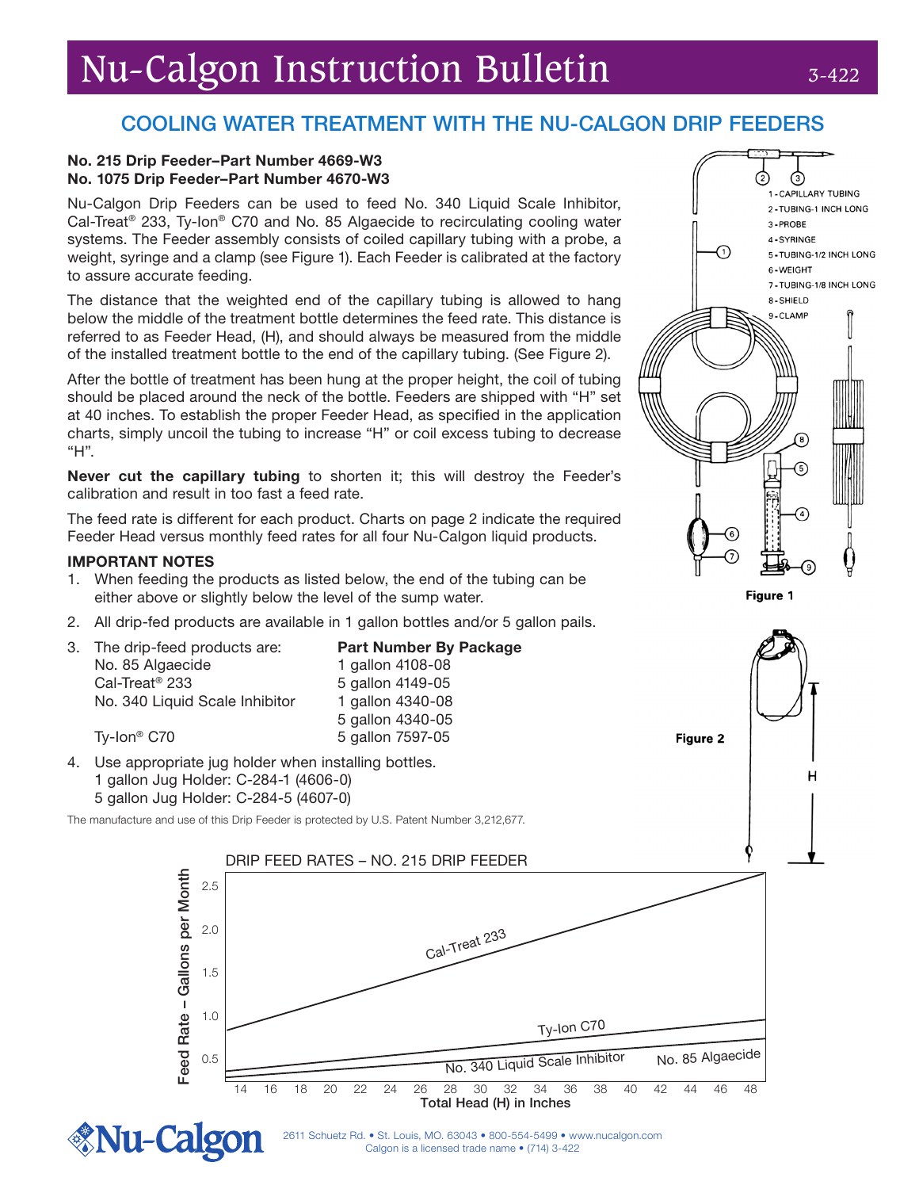# Nu-Calgon Instruction Bulletin

3-422

## COOLING WATER TREATMENT WITH THE NU-CALGON DRIP FEEDERS

**No. 215 Drip Feeder–Part Number 4669-W3**
**No. 1075 Drip Feeder–Part Number 4670-W3**

Nu-Calgon Drip Feeders can be used to feed No. 340 Liquid Scale Inhibitor, Cal-Treat® 233, Ty-Ion® C70 and No. 85 Algaecide to recirculating cooling water systems. The Feeder assembly consists of coiled capillary tubing with a probe, a weight, syringe and a clamp (see Figure 1). Each Feeder is calibrated at the factory to assure accurate feeding.

The distance that the weighted end of the capillary tubing is allowed to hang below the middle of the treatment bottle determines the feed rate. This distance is referred to as Feeder Head, (H), and should always be measured from the middle of the installed treatment bottle to the end of the capillary tubing. (See Figure 2).

After the bottle of treatment has been hung at the proper height, the coil of tubing should be placed around the neck of the bottle. Feeders are shipped with "H" set at 40 inches. To establish the proper Feeder Head, as specified in the application charts, simply uncoil the tubing to increase "H" or coil excess tubing to decrease "H".

**Never cut the capillary tubing** to shorten it; this will destroy the Feeder's calibration and result in too fast a feed rate.

The feed rate is different for each product. Charts on page 2 indicate the required Feeder Head versus monthly feed rates for all four Nu-Calgon liquid products.

1 - CAPILLARY TUBING
2 - TUBING-1 INCH LONG
3 - PROBE
4 - SYRINGE
5 - TUBING-1/2 INCH LONG
6 - WEIGHT
7 - TUBING-1/8 INCH LONG
8 - SHIELD
9 - CLAMP

Figure 1

Figure 2

### IMPORTANT NOTES

1. When feeding the products as listed below, the end of the tubing can be either above or slightly below the level of the sump water.
2. All drip-fed products are available in 1 gallon bottles and/or 5 gallon pails.
3. The drip-feed products are:

| The drip-feed products are: | Part Number By Package |
|---|---|
| No. 85 Algaecide | 1 gallon 4108-08 |
| Cal-Treat® 233 | 5 gallon 4149-05 |
| No. 340 Liquid Scale Inhibitor | 1 gallon 4340-08 |
| | 5 gallon 4340-05 |
| Ty-Ion® C70 | 5 gallon 7597-05 |

4. Use appropriate jug holder when installing bottles.
   1 gallon Jug Holder: C-284-1 (4606-0)
   5 gallon Jug Holder: C-284-5 (4607-0)

The manufacture and use of this Drip Feeder is protected by U.S. Patent Number 3,212,677.

DRIP FEED RATES – NO. 215 DRIP FEEDER

Feed Rate – Gallons per Month (0.5–2.5) vs. Total Head (H) in Inches (14–48)

Cal-Treat 233; Ty-Ion C70; No. 340 Liquid Scale Inhibitor; No. 85 Algaecide

2611 Schuetz Rd. • St. Louis, MO. 63043 • 800-554-5499 • www.nucalgon.com
Calgon is a licensed trade name • (714) 3-422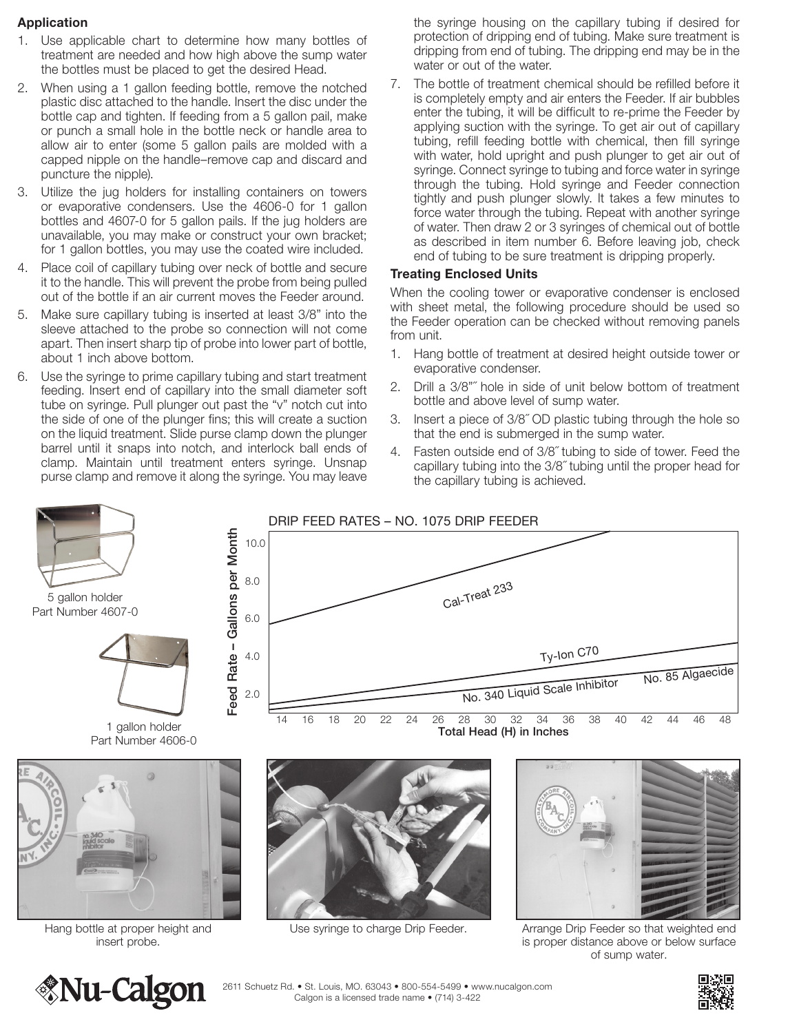### Application

1. Use applicable chart to determine how many bottles of treatment are needed and how high above the sump water the bottles must be placed to get the desired Head.
2. When using a 1 gallon feeding bottle, remove the notched plastic disc attached to the handle. Insert the disc under the bottle cap and tighten. If feeding from a 5 gallon pail, make or punch a small hole in the bottle neck or handle area to allow air to enter (some 5 gallon pails are molded with a capped nipple on the handle–remove cap and discard and puncture the nipple).
3. Utilize the jug holders for installing containers on towers or evaporative condensers. Use the 4606-0 for 1 gallon bottles and 4607-0 for 5 gallon pails. If the jug holders are unavailable, you may make or construct your own bracket; for 1 gallon bottles, you may use the coated wire included.
4. Place coil of capillary tubing over neck of bottle and secure it to the handle. This will prevent the probe from being pulled out of the bottle if an air current moves the Feeder around.
5. Make sure capillary tubing is inserted at least 3/8" into the sleeve attached to the probe so connection will not come apart. Then insert sharp tip of probe into lower part of bottle, about 1 inch above bottom.
6. Use the syringe to prime capillary tubing and start treatment feeding. Insert end of capillary into the small diameter soft tube on syringe. Pull plunger out past the "v" notch cut into the side of one of the plunger fins; this will create a suction on the liquid treatment. Slide purse clamp down the plunger barrel until it snaps into notch, and interlock ball ends of clamp. Maintain until treatment enters syringe. Unsnap purse clamp and remove it along the syringe. You may leave the syringe housing on the capillary tubing if desired for protection of dripping end of tubing. Make sure treatment is dripping from end of tubing. The dripping end may be in the water or out of the water.
7. The bottle of treatment chemical should be refilled before it is completely empty and air enters the Feeder. If air bubbles enter the tubing, it will be difficult to re-prime the Feeder by applying suction with the syringe. To get air out of capillary tubing, refill feeding bottle with chemical, then fill syringe with water, hold upright and push plunger to get air out of syringe. Connect syringe to tubing and force water in syringe through the tubing. Hold syringe and Feeder connection tightly and push plunger slowly. It takes a few minutes to force water through the tubing. Repeat with another syringe of water. Then draw 2 or 3 syringes of chemical out of bottle as described in item number 6. Before leaving job, check end of tubing to be sure treatment is dripping properly.

### Treating Enclosed Units

When the cooling tower or evaporative condenser is enclosed with sheet metal, the following procedure should be used so the Feeder operation can be checked without removing panels from unit.

1. Hang bottle of treatment at desired height outside tower or evaporative condenser.
2. Drill a 3/8"˝ hole in side of unit below bottom of treatment bottle and above level of sump water.
3. Insert a piece of 3/8˝ OD plastic tubing through the hole so that the end is submerged in the sump water.
4. Fasten outside end of 3/8˝ tubing to side of tower. Feed the capillary tubing into the 3/8˝ tubing until the proper head for the capillary tubing is achieved.

5 gallon holder
Part Number 4607-0

1 gallon holder
Part Number 4606-0

DRIP FEED RATES – NO. 1075 DRIP FEEDER

Feed Rate – Gallons per Month

10.0
8.0
6.0
4.0
2.0

Cal-Treat 233
Ty-Ion C70
No. 340 Liquid Scale Inhibitor
No. 85 Algaecide

14 16 18 20 22 24 26 28 30 32 34 36 38 40 42 44 46 48

Total Head (H) in Inches

Hang bottle at proper height and insert probe.

Use syringe to charge Drip Feeder.

Arrange Drip Feeder so that weighted end is proper distance above or below surface of sump water.

Nu-Calgon

2611 Schuetz Rd. • St. Louis, MO. 63043 • 800-554-5499 • www.nucalgon.com
Calgon is a licensed trade name • (714) 3-422